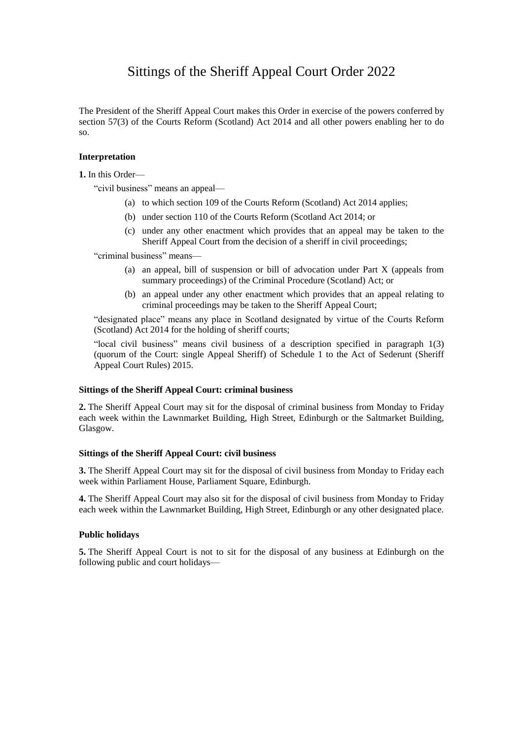# Sittings of the Sheriff Appeal Court Order 2022

The President of the Sheriff Appeal Court makes this Order in exercise of the powers conferred by section 57(3) of the Courts Reform (Scotland) Act 2014 and all other powers enabling her to do so.

### Interpretation

**1.** In this Order—

"civil business" means an appeal—

- (a) to which section 109 of the Courts Reform (Scotland) Act 2014 applies;
- (b) under section 110 of the Courts Reform (Scotland Act 2014; or
- (c) under any other enactment which provides that an appeal may be taken to the Sheriff Appeal Court from the decision of a sheriff in civil proceedings;

"criminal business" means—

- (a) an appeal, bill of suspension or bill of advocation under Part X (appeals from summary proceedings) of the Criminal Procedure (Scotland) Act; or
- (b) an appeal under any other enactment which provides that an appeal relating to criminal proceedings may be taken to the Sheriff Appeal Court;

"designated place" means any place in Scotland designated by virtue of the Courts Reform (Scotland) Act 2014 for the holding of sheriff courts;

"local civil business" means civil business of a description specified in paragraph 1(3) (quorum of the Court: single Appeal Sheriff) of Schedule 1 to the Act of Sederunt (Sheriff Appeal Court Rules) 2015.

### Sittings of the Sheriff Appeal Court: criminal business

**2.** The Sheriff Appeal Court may sit for the disposal of criminal business from Monday to Friday each week within the Lawnmarket Building, High Street, Edinburgh or the Saltmarket Building, Glasgow.

### Sittings of the Sheriff Appeal Court: civil business

**3.** The Sheriff Appeal Court may sit for the disposal of civil business from Monday to Friday each week within Parliament House, Parliament Square, Edinburgh.

**4.** The Sheriff Appeal Court may also sit for the disposal of civil business from Monday to Friday each week within the Lawnmarket Building, High Street, Edinburgh or any other designated place.

### Public holidays

**5.** The Sheriff Appeal Court is not to sit for the disposal of any business at Edinburgh on the following public and court holidays—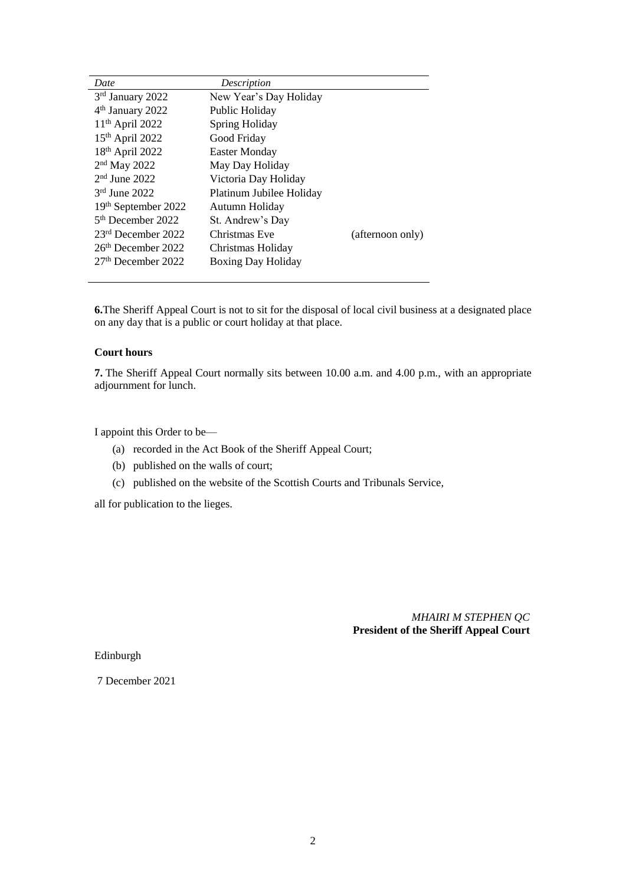| *Date* | *Description* | |
|---|---|---|
| 3rd January 2022 | New Year's Day Holiday | |
| 4th January 2022 | Public Holiday | |
| 11th April 2022 | Spring Holiday | |
| 15th April 2022 | Good Friday | |
| 18th April 2022 | Easter Monday | |
| 2nd May 2022 | May Day Holiday | |
| 2nd June 2022 | Victoria Day Holiday | |
| 3rd June 2022 | Platinum Jubilee Holiday | |
| 19th September 2022 | Autumn Holiday | |
| 5th December 2022 | St. Andrew's Day | |
| 23rd December 2022 | Christmas Eve | (afternoon only) |
| 26th December 2022 | Christmas Holiday | |
| 27th December 2022 | Boxing Day Holiday | |

**6.** The Sheriff Appeal Court is not to sit for the disposal of local civil business at a designated place on any day that is a public or court holiday at that place.

**Court hours**

**7.** The Sheriff Appeal Court normally sits between 10.00 a.m. and 4.00 p.m., with an appropriate adjournment for lunch.

I appoint this Order to be—

(a) recorded in the Act Book of the Sheriff Appeal Court;

(b) published on the walls of court;

(c) published on the website of the Scottish Courts and Tribunals Service,

all for publication to the lieges.

*MHAIRI M STEPHEN QC*
**President of the Sheriff Appeal Court**

Edinburgh

7 December 2021